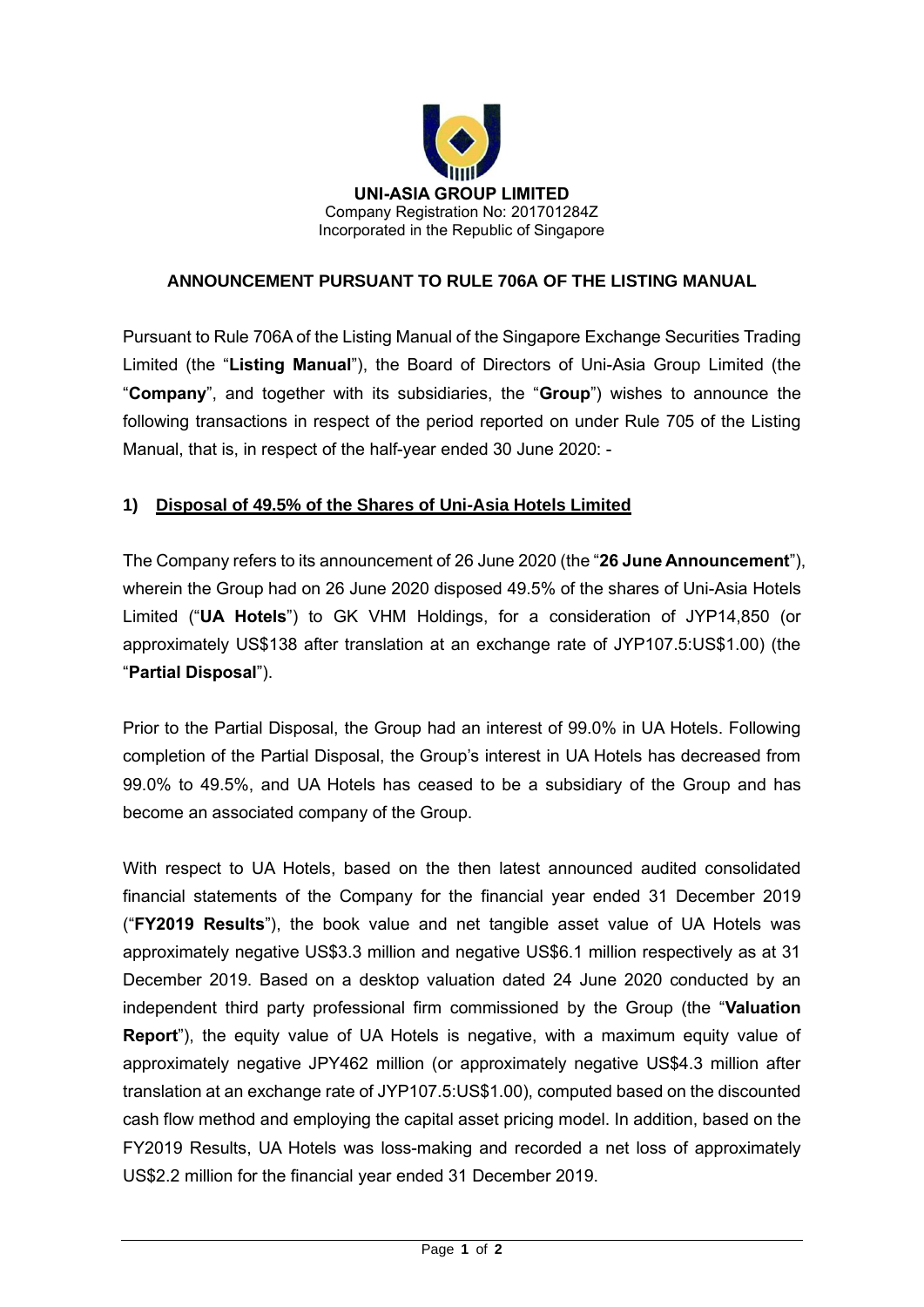**UNI-ASIA GROUP LIMITED**
Company Registration No: 201701284Z
Incorporated in the Republic of Singapore

## ANNOUNCEMENT PURSUANT TO RULE 706A OF THE LISTING MANUAL

Pursuant to Rule 706A of the Listing Manual of the Singapore Exchange Securities Trading Limited (the "**Listing Manual**"), the Board of Directors of Uni-Asia Group Limited (the "**Company**", and together with its subsidiaries, the "**Group**") wishes to announce the following transactions in respect of the period reported on under Rule 705 of the Listing Manual, that is, in respect of the half-year ended 30 June 2020: -

### 1) Disposal of 49.5% of the Shares of Uni-Asia Hotels Limited

The Company refers to its announcement of 26 June 2020 (the "**26 June Announcement**"), wherein the Group had on 26 June 2020 disposed 49.5% of the shares of Uni-Asia Hotels Limited ("**UA Hotels**") to GK VHM Holdings, for a consideration of JYP14,850 (or approximately US$138 after translation at an exchange rate of JYP107.5:US$1.00) (the "**Partial Disposal**").

Prior to the Partial Disposal, the Group had an interest of 99.0% in UA Hotels. Following completion of the Partial Disposal, the Group's interest in UA Hotels has decreased from 99.0% to 49.5%, and UA Hotels has ceased to be a subsidiary of the Group and has become an associated company of the Group.

With respect to UA Hotels, based on the then latest announced audited consolidated financial statements of the Company for the financial year ended 31 December 2019 ("**FY2019 Results**"), the book value and net tangible asset value of UA Hotels was approximately negative US$3.3 million and negative US$6.1 million respectively as at 31 December 2019. Based on a desktop valuation dated 24 June 2020 conducted by an independent third party professional firm commissioned by the Group (the "**Valuation Report**"), the equity value of UA Hotels is negative, with a maximum equity value of approximately negative JPY462 million (or approximately negative US$4.3 million after translation at an exchange rate of JYP107.5:US$1.00), computed based on the discounted cash flow method and employing the capital asset pricing model. In addition, based on the FY2019 Results, UA Hotels was loss-making and recorded a net loss of approximately US$2.2 million for the financial year ended 31 December 2019.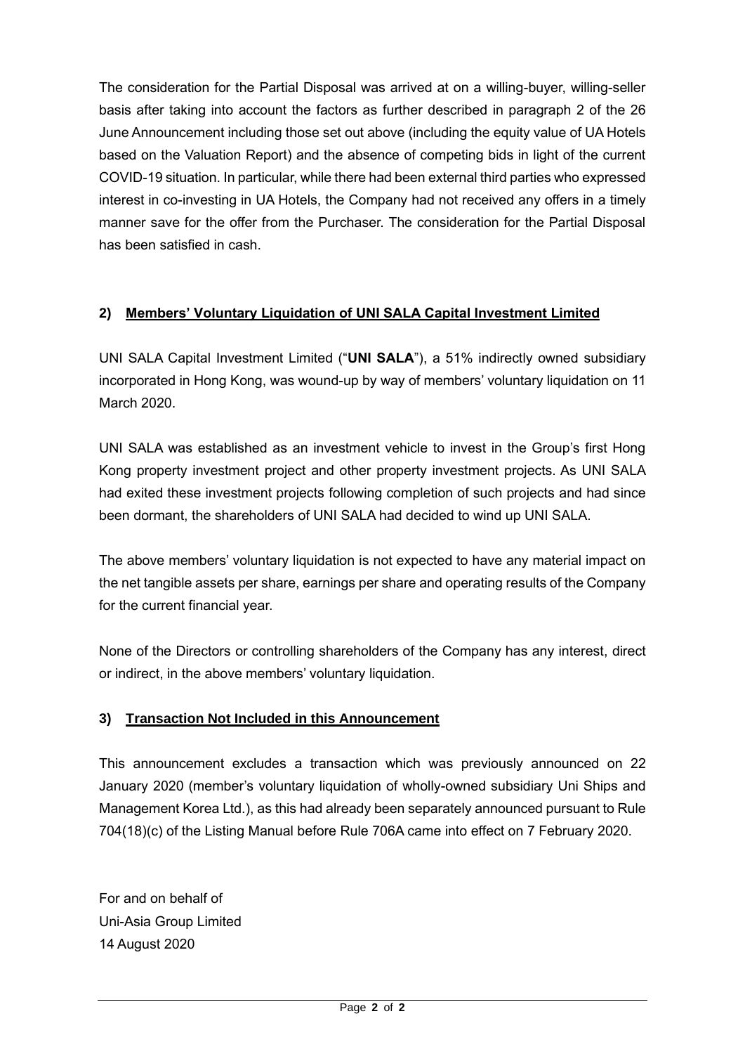The consideration for the Partial Disposal was arrived at on a willing-buyer, willing-seller basis after taking into account the factors as further described in paragraph 2 of the 26 June Announcement including those set out above (including the equity value of UA Hotels based on the Valuation Report) and the absence of competing bids in light of the current COVID-19 situation. In particular, while there had been external third parties who expressed interest in co-investing in UA Hotels, the Company had not received any offers in a timely manner save for the offer from the Purchaser. The consideration for the Partial Disposal has been satisfied in cash.

## 2) Members' Voluntary Liquidation of UNI SALA Capital Investment Limited

UNI SALA Capital Investment Limited ("**UNI SALA**"), a 51% indirectly owned subsidiary incorporated in Hong Kong, was wound-up by way of members' voluntary liquidation on 11 March 2020.

UNI SALA was established as an investment vehicle to invest in the Group's first Hong Kong property investment project and other property investment projects. As UNI SALA had exited these investment projects following completion of such projects and had since been dormant, the shareholders of UNI SALA had decided to wind up UNI SALA.

The above members' voluntary liquidation is not expected to have any material impact on the net tangible assets per share, earnings per share and operating results of the Company for the current financial year.

None of the Directors or controlling shareholders of the Company has any interest, direct or indirect, in the above members' voluntary liquidation.

## 3) Transaction Not Included in this Announcement

This announcement excludes a transaction which was previously announced on 22 January 2020 (member's voluntary liquidation of wholly-owned subsidiary Uni Ships and Management Korea Ltd.), as this had already been separately announced pursuant to Rule 704(18)(c) of the Listing Manual before Rule 706A came into effect on 7 February 2020.

For and on behalf of
Uni-Asia Group Limited
14 August 2020